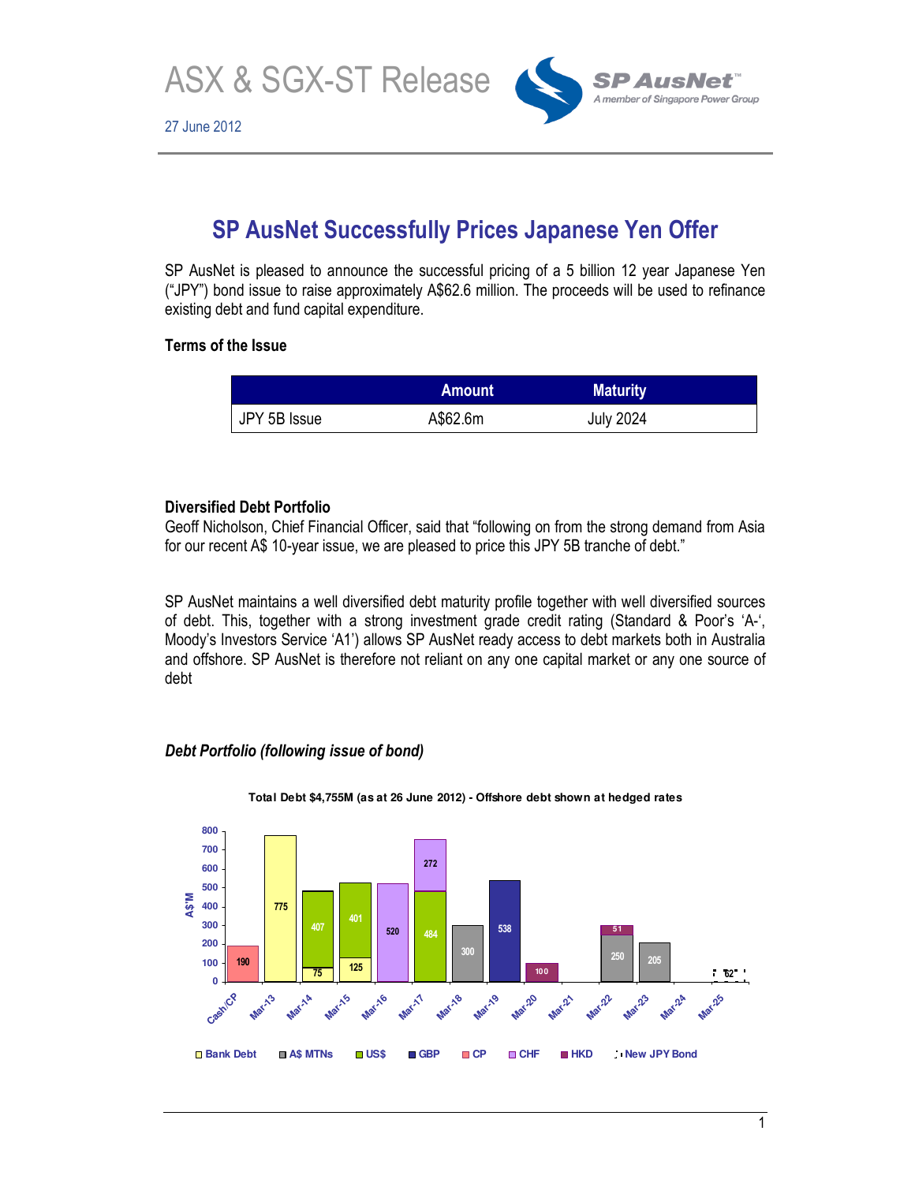# ASX & SGX-ST Release

27 June 2012

SP AusNet™ — A member of Singapore Power Group

## SP AusNet Successfully Prices Japanese Yen Offer

SP AusNet is pleased to announce the successful pricing of a 5 billion 12 year Japanese Yen ("JPY") bond issue to raise approximately A$62.6 million. The proceeds will be used to refinance existing debt and fund capital expenditure.

### Terms of the Issue

| | Amount | Maturity |
|---|---|---|
| JPY 5B Issue | A$62.6m | July 2024 |

### Diversified Debt Portfolio

Geoff Nicholson, Chief Financial Officer, said that "following on from the strong demand from Asia for our recent A$ 10-year issue, we are pleased to price this JPY 5B tranche of debt."

SP AusNet maintains a well diversified debt maturity profile together with well diversified sources of debt. This, together with a strong investment grade credit rating (Standard & Poor's 'A-', Moody's Investors Service 'A1') allows SP AusNet ready access to debt markets both in Australia and offshore. SP AusNet is therefore not reliant on any one capital market or any one source of debt

### *Debt Portfolio (following issue of bond)*

Total Debt $4,755M (as at 26 June 2012) - Offshore debt shown at hedged rates

| Maturity | Bank Debt | A$ MTNs | US$ | GBP | CP | CHF | HKD | New JPY Bond |
|---|---|---|---|---|---|---|---|---|
| Cash/CP | | | | | 190 | | | |
| Mar-13 | 775 | | | | | | | |
| Mar-14 | 75 | | 407 | | | | | |
| Mar-15 | 125 | | 401 | | | | | |
| Mar-16 | | | | | | 520 | | |
| Mar-17 | | | 484 | | | 272 | | |
| Mar-18 | | 300 | | | | | | |
| Mar-19 | | | | 538 | | | | |
| Mar-20 | | | | | | | 100 | |
| Mar-21 | | | | | | | | |
| Mar-22 | | 250 | | | | | 51 | |
| Mar-23 | | 205 | | | | | | |
| Mar-24 | | | | | | | | |
| Mar-25 | | | | | | | | 62 |

Y-axis: A$'M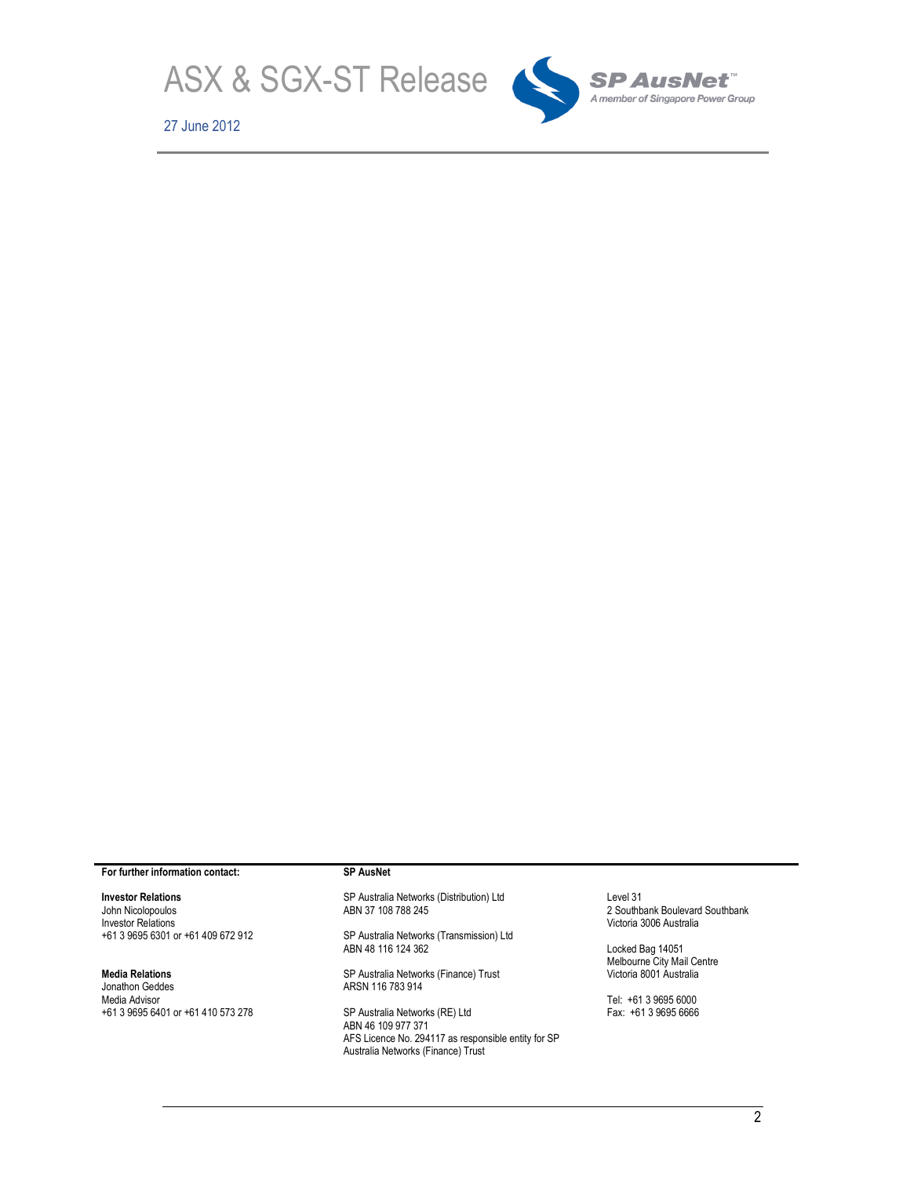ASX & SGX-ST Release

27 June 2012

**For further information contact:**

**Investor Relations**
John Nicolopoulos
Investor Relations
+61 3 9695 6301 or +61 409 672 912

**Media Relations**
Jonathon Geddes
Media Advisor
+61 3 9695 6401 or +61 410 573 278

**SP AusNet**

SP Australia Networks (Distribution) Ltd
ABN 37 108 788 245

SP Australia Networks (Transmission) Ltd
ABN 48 116 124 362

SP Australia Networks (Finance) Trust
ARSN 116 783 914

SP Australia Networks (RE) Ltd
ABN 46 109 977 371
AFS Licence No. 294117 as responsible entity for SP Australia Networks (Finance) Trust

Level 31
2 Southbank Boulevard Southbank
Victoria 3006 Australia

Locked Bag 14051
Melbourne City Mail Centre
Victoria 8001 Australia

Tel: +61 3 9695 6000
Fax: +61 3 9695 6666